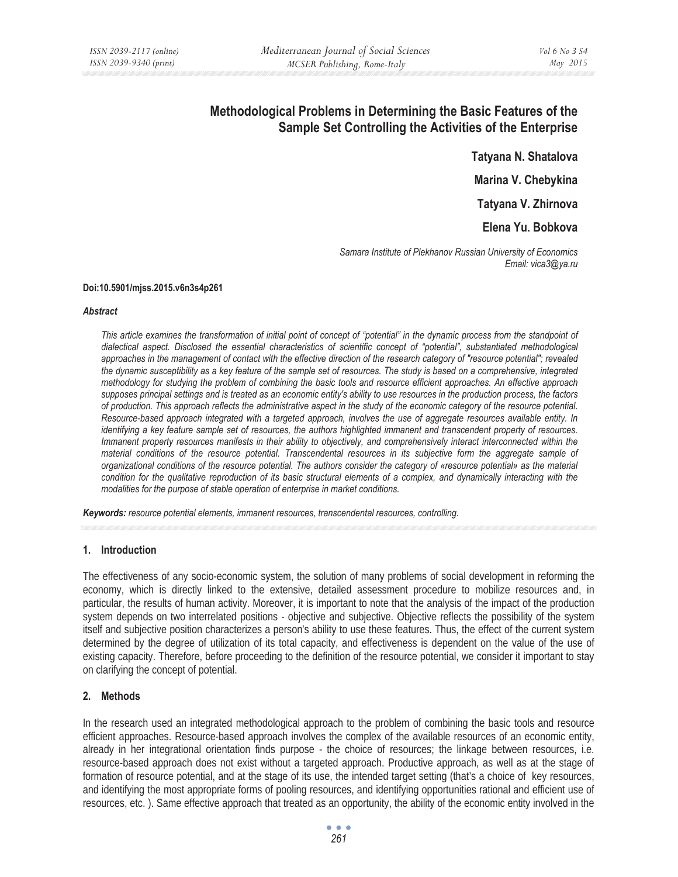# Methodological Problems in Determining the Basic Features of the Sample Set Controlling the Activities of the Enterprise

**Tatyana N. Shatalova**

**Marina V. Chebykina**

**Tatyana V. Zhirnova**

**Elena Yu. Bobkova**

*Samara Institute of Plekhanov Russian University of Economics*
*Email: vica3@ya.ru*

**Doi:10.5901/mjss.2015.v6n3s4p261**

***Abstract***

*This article examines the transformation of initial point of concept of "potential" in the dynamic process from the standpoint of dialectical aspect. Disclosed the essential characteristics of scientific concept of "potential", substantiated methodological approaches in the management of contact with the effective direction of the research category of "resource potential"; revealed the dynamic susceptibility as a key feature of the sample set of resources. The study is based on a comprehensive, integrated methodology for studying the problem of combining the basic tools and resource efficient approaches. An effective approach supposes principal settings and is treated as an economic entity's ability to use resources in the production process, the factors of production. This approach reflects the administrative aspect in the study of the economic category of the resource potential. Resource-based approach integrated with a targeted approach, involves the use of aggregate resources available entity. In identifying a key feature sample set of resources, the authors highlighted immanent and transcendent property of resources. Immanent property resources manifests in their ability to objectively, and comprehensively interact interconnected within the material conditions of the resource potential. Transcendental resources in its subjective form the aggregate sample of organizational conditions of the resource potential. The authors consider the category of «resource potential» as the material condition for the qualitative reproduction of its basic structural elements of a complex, and dynamically interacting with the modalities for the purpose of stable operation of enterprise in market conditions.*

***Keywords:*** *resource potential elements, immanent resources, transcendental resources, controlling.*

## 1. Introduction

The effectiveness of any socio-economic system, the solution of many problems of social development in reforming the economy, which is directly linked to the extensive, detailed assessment procedure to mobilize resources and, in particular, the results of human activity. Moreover, it is important to note that the analysis of the impact of the production system depends on two interrelated positions - objective and subjective. Objective reflects the possibility of the system itself and subjective position characterizes a person's ability to use these features. Thus, the effect of the current system determined by the degree of utilization of its total capacity, and effectiveness is dependent on the value of the use of existing capacity. Therefore, before proceeding to the definition of the resource potential, we consider it important to stay on clarifying the concept of potential.

## 2. Methods

In the research used an integrated methodological approach to the problem of combining the basic tools and resource efficient approaches. Resource-based approach involves the complex of the available resources of an economic entity, already in her integrational orientation finds purpose - the choice of resources; the linkage between resources, i.e. resource-based approach does not exist without a targeted approach. Productive approach, as well as at the stage of formation of resource potential, and at the stage of its use, the intended target setting (that's a choice of key resources, and identifying the most appropriate forms of pooling resources, and identifying opportunities rational and efficient use of resources, etc. ). Same effective approach that treated as an opportunity, the ability of the economic entity involved in the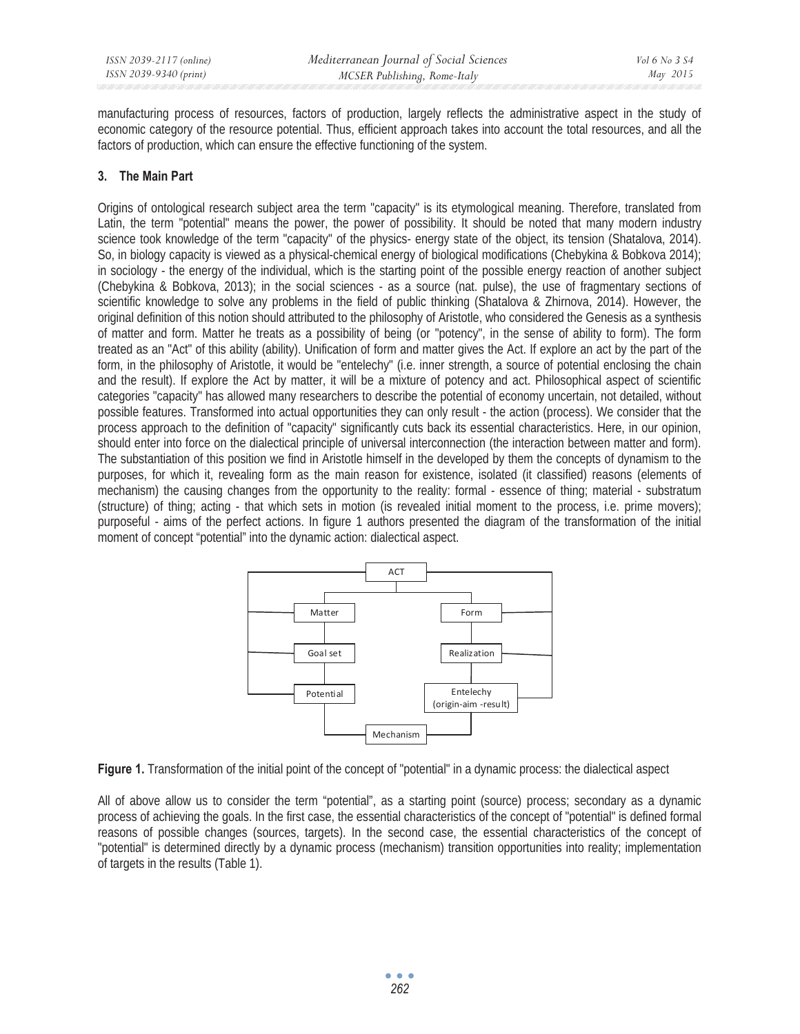manufacturing process of resources, factors of production, largely reflects the administrative aspect in the study of economic category of the resource potential. Thus, efficient approach takes into account the total resources, and all the factors of production, which can ensure the effective functioning of the system.

## 3. The Main Part

Origins of ontological research subject area the term "capacity" is its etymological meaning. Therefore, translated from Latin, the term "potential" means the power, the power of possibility. It should be noted that many modern industry science took knowledge of the term "capacity" of the physics- energy state of the object, its tension (Shatalova, 2014). So, in biology capacity is viewed as a physical-chemical energy of biological modifications (Chebykina & Bobkova 2014); in sociology - the energy of the individual, which is the starting point of the possible energy reaction of another subject (Chebykina & Bobkova, 2013); in the social sciences - as a source (nat. pulse), the use of fragmentary sections of scientific knowledge to solve any problems in the field of public thinking (Shatalova & Zhirnova, 2014). However, the original definition of this notion should attributed to the philosophy of Aristotle, who considered the Genesis as a synthesis of matter and form. Matter he treats as a possibility of being (or "potency", in the sense of ability to form). The form treated as an "Act" of this ability (ability). Unification of form and matter gives the Act. If explore an act by the part of the form, in the philosophy of Aristotle, it would be "entelechy" (i.e. inner strength, a source of potential enclosing the chain and the result). If explore the Act by matter, it will be a mixture of potency and act. Philosophical aspect of scientific categories "capacity" has allowed many researchers to describe the potential of economy uncertain, not detailed, without possible features. Transformed into actual opportunities they can only result - the action (process). We consider that the process approach to the definition of "capacity" significantly cuts back its essential characteristics. Here, in our opinion, should enter into force on the dialectical principle of universal interconnection (the interaction between matter and form). The substantiation of this position we find in Aristotle himself in the developed by them the concepts of dynamism to the purposes, for which it, revealing form as the main reason for existence, isolated (it classified) reasons (elements of mechanism) the causing changes from the opportunity to the reality: formal - essence of thing; material - substratum (structure) of thing; acting - that which sets in motion (is revealed initial moment to the process, i.e. prime movers); purposeful - aims of the perfect actions. In figure 1 authors presented the diagram of the transformation of the initial moment of concept "potential" into the dynamic action: dialectical aspect.

ACT

Matter

Form

Goal set

Realization

Potential

Entelechy
(origin-aim -result)

Mechanism

**Figure 1.** Transformation of the initial point of the concept of "potential" in a dynamic process: the dialectical aspect

All of above allow us to consider the term "potential", as a starting point (source) process; secondary as a dynamic process of achieving the goals. In the first case, the essential characteristics of the concept of "potential" is defined formal reasons of possible changes (sources, targets). In the second case, the essential characteristics of the concept of "potential" is determined directly by a dynamic process (mechanism) transition opportunities into reality; implementation of targets in the results (Table 1).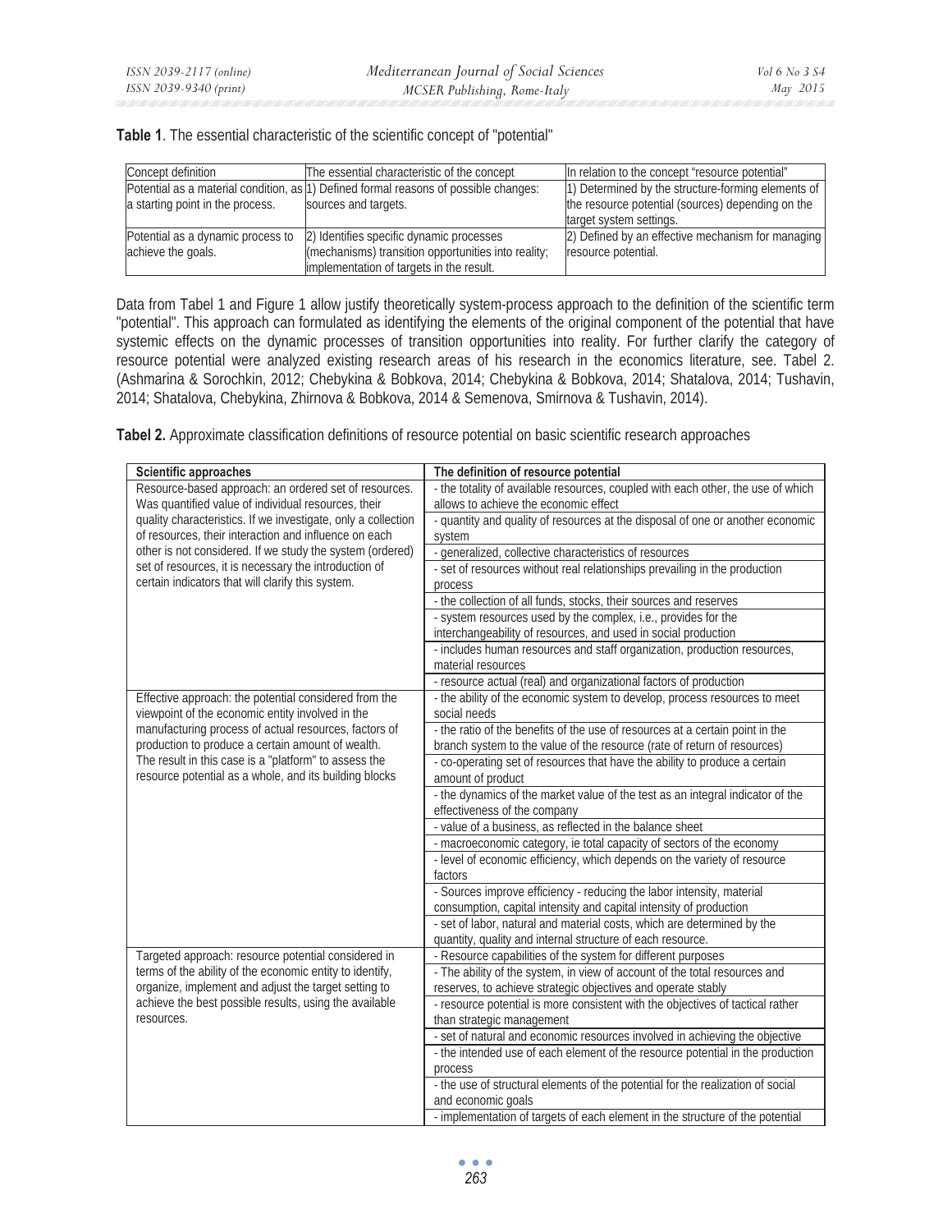**Table 1**. The essential characteristic of the scientific concept of "potential"

| Concept definition | The essential characteristic of the concept | In relation to the concept "resource potential" |
|---|---|---|
| Potential as a material condition, as a starting point in the process. | 1) Defined formal reasons of possible changes: sources and targets. | 1) Determined by the structure-forming elements of the resource potential (sources) depending on the target system settings. |
| Potential as a dynamic process to achieve the goals. | 2) Identifies specific dynamic processes (mechanisms) transition opportunities into reality; implementation of targets in the result. | 2) Defined by an effective mechanism for managing resource potential. |

Data from Tabel 1 and Figure 1 allow justify theoretically system-process approach to the definition of the scientific term "potential". This approach can formulated as identifying the elements of the original component of the potential that have systemic effects on the dynamic processes of transition opportunities into reality. For further clarify the category of resource potential were analyzed existing research areas of his research in the economics literature, see. Tabel 2. (Ashmarina & Sorochkin, 2012; Chebykina & Bobkova, 2014; Chebykina & Bobkova, 2014; Shatalova, 2014; Tushavin, 2014; Shatalova, Chebykina, Zhirnova & Bobkova, 2014 & Semenova, Smirnova & Tushavin, 2014).

**Tabel 2.** Approximate classification definitions of resource potential on basic scientific research approaches

| Scientific approaches | The definition of resource potential |
|---|---|
| Resource-based approach: an ordered set of resources. Was quantified value of individual resources, their quality characteristics. If we investigate, only a collection of resources, their interaction and influence on each other is not considered. If we study the system (ordered) set of resources, it is necessary the introduction of certain indicators that will clarify this system. | - the totality of available resources, coupled with each other, the use of which allows to achieve the economic effect |
| | - quantity and quality of resources at the disposal of one or another economic system |
| | - generalized, collective characteristics of resources |
| | - set of resources without real relationships prevailing in the production process |
| | - the collection of all funds, stocks, their sources and reserves |
| | - system resources used by the complex, i.e., provides for the interchangeability of resources, and used in social production |
| | - includes human resources and staff organization, production resources, material resources |
| | - resource actual (real) and organizational factors of production |
| Effective approach: the potential considered from the viewpoint of the economic entity involved in the manufacturing process of actual resources, factors of production to produce a certain amount of wealth. The result in this case is a "platform" to assess the resource potential as a whole, and its building blocks | - the ability of the economic system to develop, process resources to meet social needs |
| | - the ratio of the benefits of the use of resources at a certain point in the branch system to the value of the resource (rate of return of resources) |
| | - co-operating set of resources that have the ability to produce a certain amount of product |
| | - the dynamics of the market value of the test as an integral indicator of the effectiveness of the company |
| | - value of a business, as reflected in the balance sheet |
| | - macroeconomic category, ie total capacity of sectors of the economy |
| | - level of economic efficiency, which depends on the variety of resource factors |
| | - Sources improve efficiency - reducing the labor intensity, material consumption, capital intensity and capital intensity of production |
| | - set of labor, natural and material costs, which are determined by the quantity, quality and internal structure of each resource. |
| Targeted approach: resource potential considered in terms of the ability of the economic entity to identify, organize, implement and adjust the target setting to achieve the best possible results, using the available resources. | - Resource capabilities of the system for different purposes |
| | - The ability of the system, in view of account of the total resources and reserves, to achieve strategic objectives and operate stably |
| | - resource potential is more consistent with the objectives of tactical rather than strategic management |
| | - set of natural and economic resources involved in achieving the objective |
| | - the intended use of each element of the resource potential in the production process |
| | - the use of structural elements of the potential for the realization of social and economic goals |
| | - implementation of targets of each element in the structure of the potential |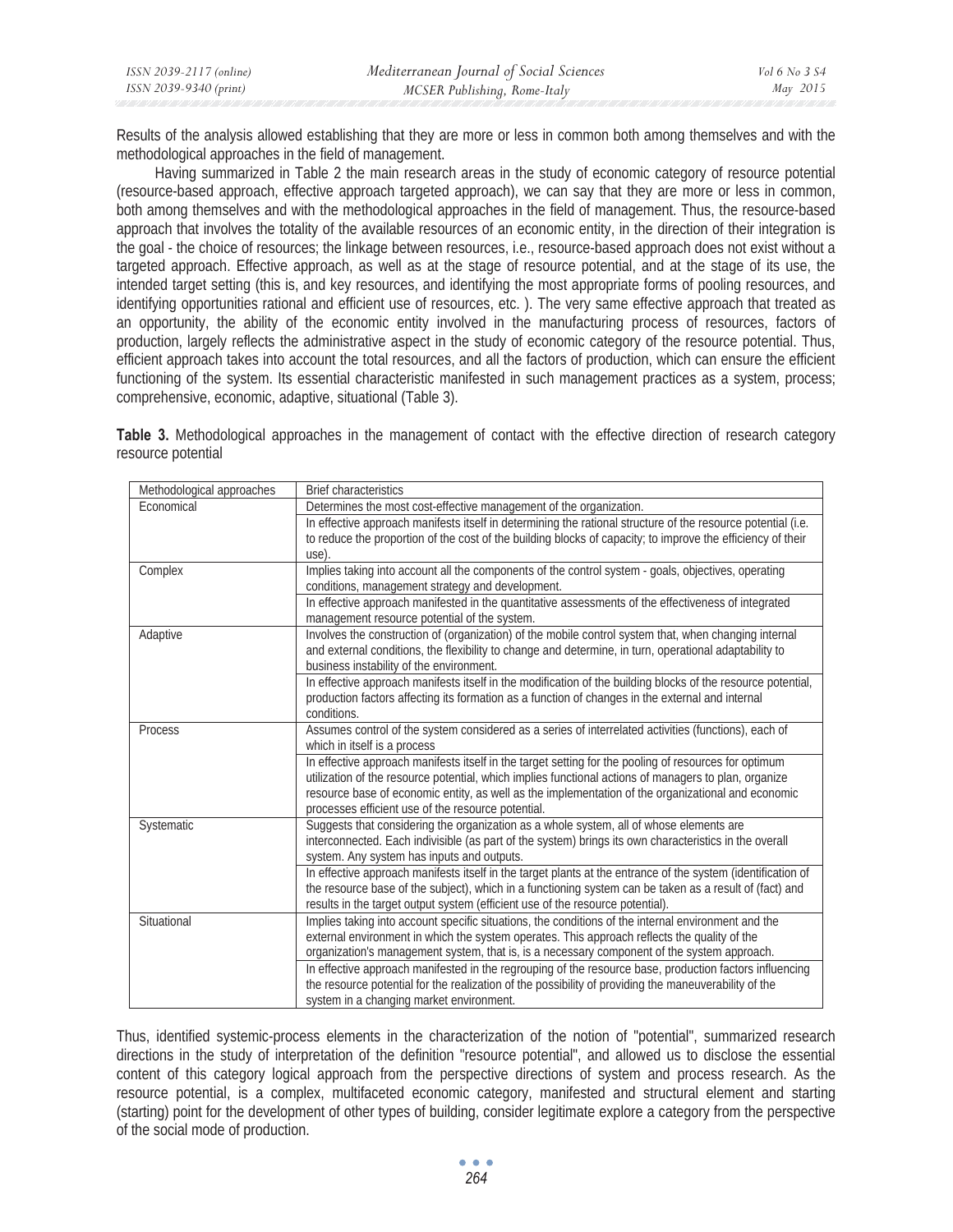Results of the analysis allowed establishing that they are more or less in common both among themselves and with the methodological approaches in the field of management.

Having summarized in Table 2 the main research areas in the study of economic category of resource potential (resource-based approach, effective approach targeted approach), we can say that they are more or less in common, both among themselves and with the methodological approaches in the field of management. Thus, the resource-based approach that involves the totality of the available resources of an economic entity, in the direction of their integration is the goal - the choice of resources; the linkage between resources, i.e., resource-based approach does not exist without a targeted approach. Effective approach, as well as at the stage of resource potential, and at the stage of its use, the intended target setting (this is, and key resources, and identifying the most appropriate forms of pooling resources, and identifying opportunities rational and efficient use of resources, etc. ). The very same effective approach that treated as an opportunity, the ability of the economic entity involved in the manufacturing process of resources, factors of production, largely reflects the administrative aspect in the study of economic category of the resource potential. Thus, efficient approach takes into account the total resources, and all the factors of production, which can ensure the efficient functioning of the system. Its essential characteristic manifested in such management practices as a system, process; comprehensive, economic, adaptive, situational (Table 3).

**Table 3.** Methodological approaches in the management of contact with the effective direction of research category resource potential

| Methodological approaches | Brief characteristics |
|---|---|
| Economical | Determines the most cost-effective management of the organization. |
| | In effective approach manifests itself in determining the rational structure of the resource potential (i.e. to reduce the proportion of the cost of the building blocks of capacity; to improve the efficiency of their use). |
| Complex | Implies taking into account all the components of the control system - goals, objectives, operating conditions, management strategy and development. |
| | In effective approach manifested in the quantitative assessments of the effectiveness of integrated management resource potential of the system. |
| Adaptive | Involves the construction of (organization) of the mobile control system that, when changing internal and external conditions, the flexibility to change and determine, in turn, operational adaptability to business instability of the environment. |
| | In effective approach manifests itself in the modification of the building blocks of the resource potential, production factors affecting its formation as a function of changes in the external and internal conditions. |
| Process | Assumes control of the system considered as a series of interrelated activities (functions), each of which in itself is a process |
| | In effective approach manifests itself in the target setting for the pooling of resources for optimum utilization of the resource potential, which implies functional actions of managers to plan, organize resource base of economic entity, as well as the implementation of the organizational and economic processes efficient use of the resource potential. |
| Systematic | Suggests that considering the organization as a whole system, all of whose elements are interconnected. Each indivisible (as part of the system) brings its own characteristics in the overall system. Any system has inputs and outputs. |
| | In effective approach manifests itself in the target plants at the entrance of the system (identification of the resource base of the subject), which in a functioning system can be taken as a result of (fact) and results in the target output system (efficient use of the resource potential). |
| Situational | Implies taking into account specific situations, the conditions of the internal environment and the external environment in which the system operates. This approach reflects the quality of the organization's management system, that is, is a necessary component of the system approach. |
| | In effective approach manifested in the regrouping of the resource base, production factors influencing the resource potential for the realization of the possibility of providing the maneuverability of the system in a changing market environment. |

Thus, identified systemic-process elements in the characterization of the notion of "potential", summarized research directions in the study of interpretation of the definition "resource potential", and allowed us to disclose the essential content of this category logical approach from the perspective directions of system and process research. As the resource potential, is a complex, multifaceted economic category, manifested and structural element and starting (starting) point for the development of other types of building, consider legitimate explore a category from the perspective of the social mode of production.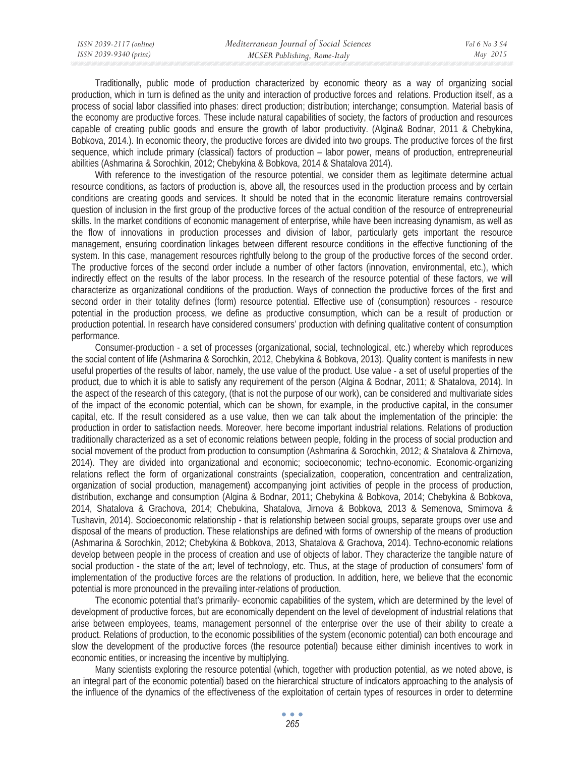Traditionally, public mode of production characterized by economic theory as a way of organizing social production, which in turn is defined as the unity and interaction of productive forces and relations. Production itself, as a process of social labor classified into phases: direct production; distribution; interchange; consumption. Material basis of the economy are productive forces. These include natural capabilities of society, the factors of production and resources capable of creating public goods and ensure the growth of labor productivity. (Algina& Bodnar, 2011 & Chebykina, Bobkova, 2014.). In economic theory, the productive forces are divided into two groups. The productive forces of the first sequence, which include primary (classical) factors of production – labor power, means of production, entrepreneurial abilities (Ashmarina & Sorochkin, 2012; Chebykina & Bobkova, 2014 & Shatalova 2014).

With reference to the investigation of the resource potential, we consider them as legitimate determine actual resource conditions, as factors of production is, above all, the resources used in the production process and by certain conditions are creating goods and services. It should be noted that in the economic literature remains controversial question of inclusion in the first group of the productive forces of the actual condition of the resource of entrepreneurial skills. In the market conditions of economic management of enterprise, while have been increasing dynamism, as well as the flow of innovations in production processes and division of labor, particularly gets important the resource management, ensuring coordination linkages between different resource conditions in the effective functioning of the system. In this case, management resources rightfully belong to the group of the productive forces of the second order. The productive forces of the second order include a number of other factors (innovation, environmental, etc.), which indirectly effect on the results of the labor process. In the research of the resource potential of these factors, we will characterize as organizational conditions of the production. Ways of connection the productive forces of the first and second order in their totality defines (form) resource potential. Effective use of (consumption) resources - resource potential in the production process, we define as productive consumption, which can be a result of production or production potential. In research have considered consumers' production with defining qualitative content of consumption performance.

Consumer-production - a set of processes (organizational, social, technological, etc.) whereby which reproduces the social content of life (Ashmarina & Sorochkin, 2012, Chebykina & Bobkova, 2013). Quality content is manifests in new useful properties of the results of labor, namely, the use value of the product. Use value - a set of useful properties of the product, due to which it is able to satisfy any requirement of the person (Algina & Bodnar, 2011; & Shatalova, 2014). In the aspect of the research of this category, (that is not the purpose of our work), can be considered and multivariate sides of the impact of the economic potential, which can be shown, for example, in the productive capital, in the consumer capital, etc. If the result considered as a use value, then we can talk about the implementation of the principle: the production in order to satisfaction needs. Moreover, here become important industrial relations. Relations of production traditionally characterized as a set of economic relations between people, folding in the process of social production and social movement of the product from production to consumption (Ashmarina & Sorochkin, 2012; & Shatalova & Zhirnova, 2014). They are divided into organizational and economic; socioeconomic; techno-economic. Economic-organizing relations reflect the form of organizational constraints (specialization, cooperation, concentration and centralization, organization of social production, management) accompanying joint activities of people in the process of production, distribution, exchange and consumption (Algina & Bodnar, 2011; Chebykina & Bobkova, 2014; Chebykina & Bobkova, 2014, Shatalova & Grachova, 2014; Chebukina, Shatalova, Jirnova & Bobkova, 2013 & Semenova, Smirnova & Tushavin, 2014). Socioeconomic relationship - that is relationship between social groups, separate groups over use and disposal of the means of production. These relationships are defined with forms of ownership of the means of production (Ashmarina & Sorochkin, 2012; Chebykina & Bobkova, 2013, Shatalova & Grachova, 2014). Techno-economic relations develop between people in the process of creation and use of objects of labor. They characterize the tangible nature of social production - the state of the art; level of technology, etc. Thus, at the stage of production of consumers' form of implementation of the productive forces are the relations of production. In addition, here, we believe that the economic potential is more pronounced in the prevailing inter-relations of production.

The economic potential that's primarily- economic capabilities of the system, which are determined by the level of development of productive forces, but are economically dependent on the level of development of industrial relations that arise between employees, teams, management personnel of the enterprise over the use of their ability to create a product. Relations of production, to the economic possibilities of the system (economic potential) can both encourage and slow the development of the productive forces (the resource potential) because either diminish incentives to work in economic entities, or increasing the incentive by multiplying.

Many scientists exploring the resource potential (which, together with production potential, as we noted above, is an integral part of the economic potential) based on the hierarchical structure of indicators approaching to the analysis of the influence of the dynamics of the effectiveness of the exploitation of certain types of resources in order to determine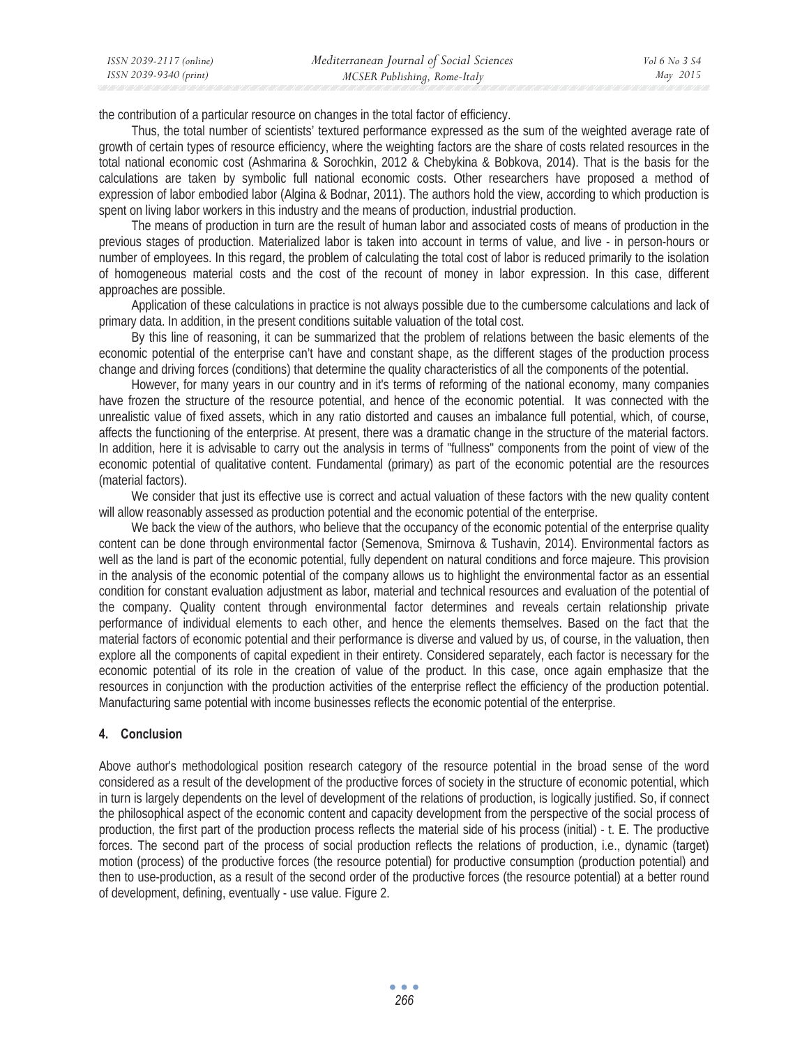the contribution of a particular resource on changes in the total factor of efficiency.

Thus, the total number of scientists' textured performance expressed as the sum of the weighted average rate of growth of certain types of resource efficiency, where the weighting factors are the share of costs related resources in the total national economic cost (Ashmarina & Sorochkin, 2012 & Chebykina & Bobkova, 2014). That is the basis for the calculations are taken by symbolic full national economic costs. Other researchers have proposed a method of expression of labor embodied labor (Algina & Bodnar, 2011). The authors hold the view, according to which production is spent on living labor workers in this industry and the means of production, industrial production.

The means of production in turn are the result of human labor and associated costs of means of production in the previous stages of production. Materialized labor is taken into account in terms of value, and live - in person-hours or number of employees. In this regard, the problem of calculating the total cost of labor is reduced primarily to the isolation of homogeneous material costs and the cost of the recount of money in labor expression. In this case, different approaches are possible.

Application of these calculations in practice is not always possible due to the cumbersome calculations and lack of primary data. In addition, in the present conditions suitable valuation of the total cost.

By this line of reasoning, it can be summarized that the problem of relations between the basic elements of the economic potential of the enterprise can't have and constant shape, as the different stages of the production process change and driving forces (conditions) that determine the quality characteristics of all the components of the potential.

However, for many years in our country and in it's terms of reforming of the national economy, many companies have frozen the structure of the resource potential, and hence of the economic potential. It was connected with the unrealistic value of fixed assets, which in any ratio distorted and causes an imbalance full potential, which, of course, affects the functioning of the enterprise. At present, there was a dramatic change in the structure of the material factors. In addition, here it is advisable to carry out the analysis in terms of "fullness" components from the point of view of the economic potential of qualitative content. Fundamental (primary) as part of the economic potential are the resources (material factors).

We consider that just its effective use is correct and actual valuation of these factors with the new quality content will allow reasonably assessed as production potential and the economic potential of the enterprise.

We back the view of the authors, who believe that the occupancy of the economic potential of the enterprise quality content can be done through environmental factor (Semenova, Smirnova & Tushavin, 2014). Environmental factors as well as the land is part of the economic potential, fully dependent on natural conditions and force majeure. This provision in the analysis of the economic potential of the company allows us to highlight the environmental factor as an essential condition for constant evaluation adjustment as labor, material and technical resources and evaluation of the potential of the company. Quality content through environmental factor determines and reveals certain relationship private performance of individual elements to each other, and hence the elements themselves. Based on the fact that the material factors of economic potential and their performance is diverse and valued by us, of course, in the valuation, then explore all the components of capital expedient in their entirety. Considered separately, each factor is necessary for the economic potential of its role in the creation of value of the product. In this case, once again emphasize that the resources in conjunction with the production activities of the enterprise reflect the efficiency of the production potential. Manufacturing same potential with income businesses reflects the economic potential of the enterprise.

## 4. Conclusion

Above author's methodological position research category of the resource potential in the broad sense of the word considered as a result of the development of the productive forces of society in the structure of economic potential, which in turn is largely dependents on the level of development of the relations of production, is logically justified. So, if connect the philosophical aspect of the economic content and capacity development from the perspective of the social process of production, the first part of the production process reflects the material side of his process (initial) - t. E. The productive forces. The second part of the process of social production reflects the relations of production, i.e., dynamic (target) motion (process) of the productive forces (the resource potential) for productive consumption (production potential) and then to use-production, as a result of the second order of the productive forces (the resource potential) at a better round of development, defining, eventually - use value. Figure 2.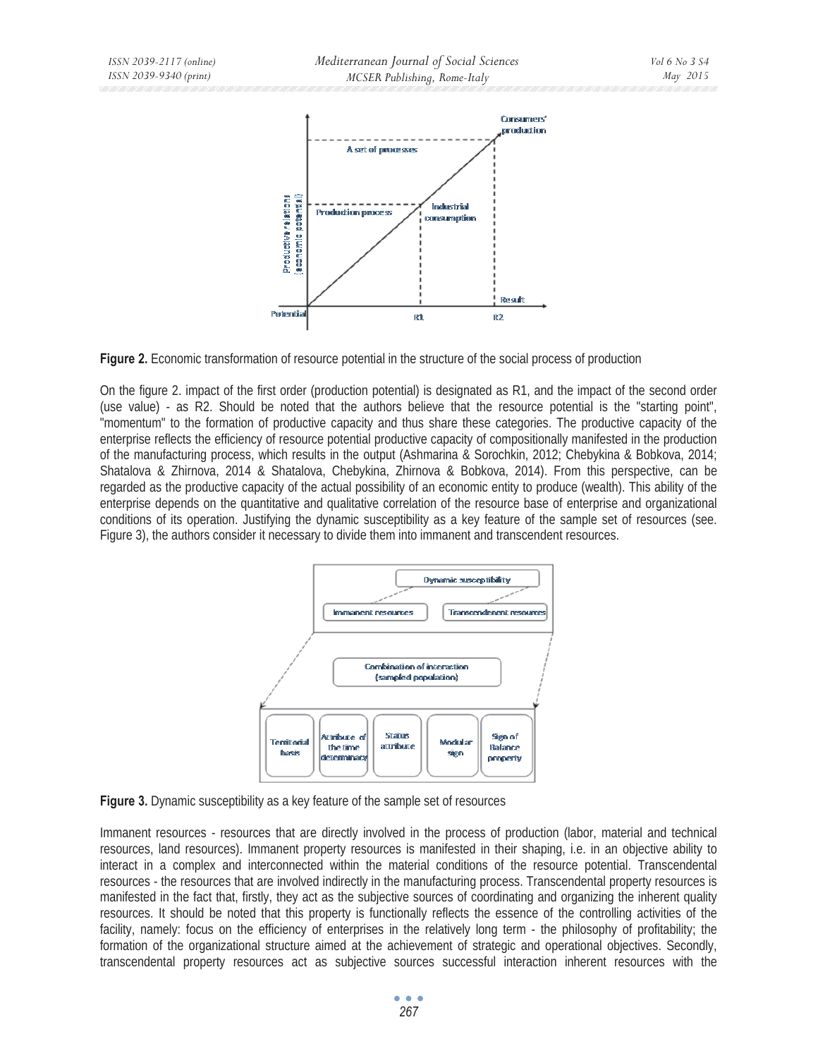**Figure 2.** Economic transformation of resource potential in the structure of the social process of production

On the figure 2. impact of the first order (production potential) is designated as R1, and the impact of the second order (use value) - as R2. Should be noted that the authors believe that the resource potential is the "starting point", "momentum" to the formation of productive capacity and thus share these categories. The productive capacity of the enterprise reflects the efficiency of resource potential productive capacity of compositionally manifested in the production of the manufacturing process, which results in the output (Ashmarina & Sorochkin, 2012; Chebykina & Bobkova, 2014; Shatalova & Zhirnova, 2014 & Shatalova, Chebykina, Zhirnova & Bobkova, 2014). From this perspective, can be regarded as the productive capacity of the actual possibility of an economic entity to produce (wealth). This ability of the enterprise depends on the quantitative and qualitative correlation of the resource base of enterprise and organizational conditions of its operation. Justifying the dynamic susceptibility as a key feature of the sample set of resources (see. Figure 3), the authors consider it necessary to divide them into immanent and transcendent resources.

**Figure 3.** Dynamic susceptibility as a key feature of the sample set of resources

Immanent resources - resources that are directly involved in the process of production (labor, material and technical resources, land resources). Immanent property resources is manifested in their shaping, i.e. in an objective ability to interact in a complex and interconnected within the material conditions of the resource potential. Transcendental resources - the resources that are involved indirectly in the manufacturing process. Transcendental property resources is manifested in the fact that, firstly, they act as the subjective sources of coordinating and organizing the inherent quality resources. It should be noted that this property is functionally reflects the essence of the controlling activities of the facility, namely: focus on the efficiency of enterprises in the relatively long term - the philosophy of profitability; the formation of the organizational structure aimed at the achievement of strategic and operational objectives. Secondly, transcendental property resources act as subjective sources successful interaction inherent resources with the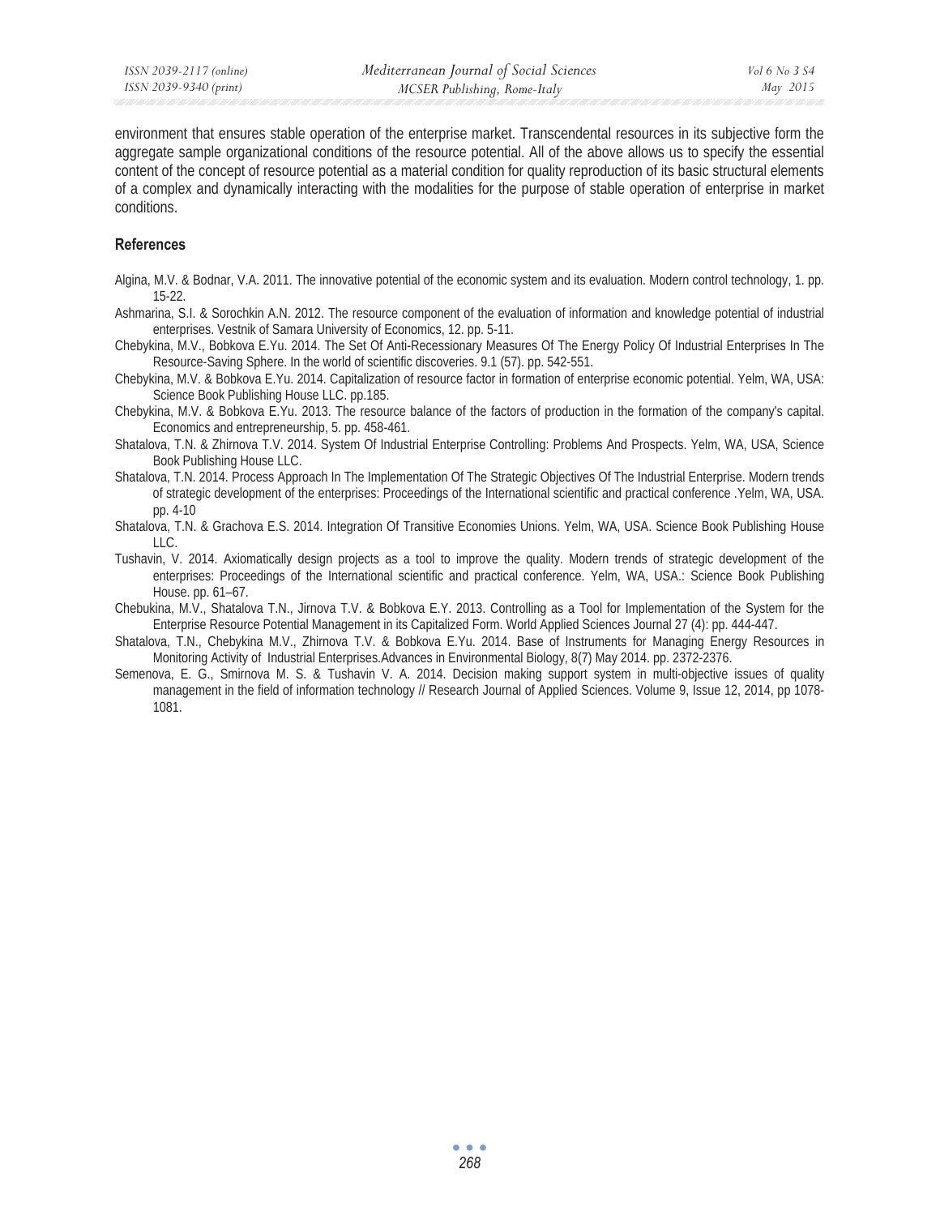environment that ensures stable operation of the enterprise market. Transcendental resources in its subjective form the aggregate sample organizational conditions of the resource potential. All of the above allows us to specify the essential content of the concept of resource potential as a material condition for quality reproduction of its basic structural elements of a complex and dynamically interacting with the modalities for the purpose of stable operation of enterprise in market conditions.

## References

Algina, M.V. & Bodnar, V.A. 2011. The innovative potential of the economic system and its evaluation. Modern control technology, 1. pp. 15-22.

Ashmarina, S.I. & Sorochkin A.N. 2012. The resource component of the evaluation of information and knowledge potential of industrial enterprises. Vestnik of Samara University of Economics, 12. pp. 5-11.

Chebykina, M.V., Bobkova E.Yu. 2014. The Set Of Anti-Recessionary Measures Of The Energy Policy Of Industrial Enterprises In The Resource-Saving Sphere. In the world of scientific discoveries. 9.1 (57). pp. 542-551.

Chebykina, M.V. & Bobkova E.Yu. 2014. Capitalization of resource factor in formation of enterprise economic potential. Yelm, WA, USA: Science Book Publishing House LLC. pp.185.

Chebykina, M.V. & Bobkova E.Yu. 2013. The resource balance of the factors of production in the formation of the company's capital. Economics and entrepreneurship, 5. pp. 458-461.

Shatalova, T.N. & Zhirnova T.V. 2014. System Of Industrial Enterprise Controlling: Problems And Prospects. Yelm, WA, USA, Science Book Publishing House LLC.

Shatalova, T.N. 2014. Process Approach In The Implementation Of The Strategic Objectives Of The Industrial Enterprise. Modern trends of strategic development of the enterprises: Proceedings of the International scientific and practical conference .Yelm, WA, USA. pp. 4-10

Shatalova, T.N. & Grachova E.S. 2014. Integration Of Transitive Economies Unions. Yelm, WA, USA. Science Book Publishing House LLC.

Tushavin, V. 2014. Axiomatically design projects as a tool to improve the quality. Modern trends of strategic development of the enterprises: Proceedings of the International scientific and practical conference. Yelm, WA, USA.: Science Book Publishing House. pp. 61–67.

Chebukina, M.V., Shatalova T.N., Jirnova T.V. & Bobkova E.Y. 2013. Controlling as a Tool for Implementation of the System for the Enterprise Resource Potential Management in its Capitalized Form. World Applied Sciences Journal 27 (4): pp. 444-447.

Shatalova, T.N., Chebykina M.V., Zhirnova T.V. & Bobkova E.Yu. 2014. Base of Instruments for Managing Energy Resources in Monitoring Activity of Industrial Enterprises.Advances in Environmental Biology, 8(7) May 2014. pp. 2372-2376.

Semenova, E. G., Smirnova M. S. & Tushavin V. A. 2014. Decision making support system in multi-objective issues of quality management in the field of information technology // Research Journal of Applied Sciences. Volume 9, Issue 12, 2014, pp 1078-1081.